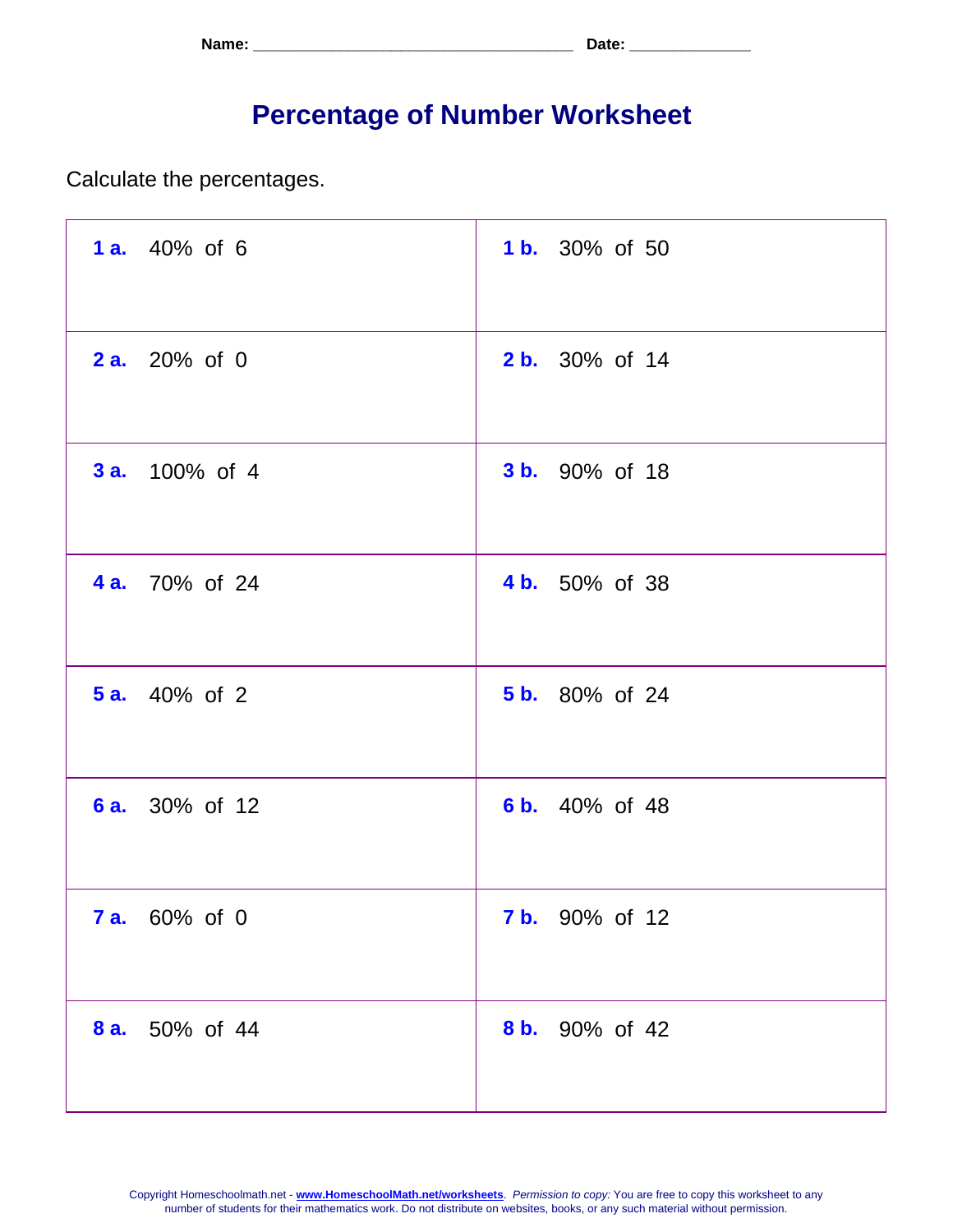Name: ___________________________________ Date: _____________

# Percentage of Number Worksheet

Calculate the percentages.

| | |
|---|---|
| **1 a.** 40% of 6 | **1 b.** 30% of 50 |
| **2 a.** 20% of 0 | **2 b.** 30% of 14 |
| **3 a.** 100% of 4 | **3 b.** 90% of 18 |
| **4 a.** 70% of 24 | **4 b.** 50% of 38 |
| **5 a.** 40% of 2 | **5 b.** 80% of 24 |
| **6 a.** 30% of 12 | **6 b.** 40% of 48 |
| **7 a.** 60% of 0 | **7 b.** 90% of 12 |
| **8 a.** 50% of 44 | **8 b.** 90% of 42 |

Copyright Homeschoolmath.net - **www.HomeschoolMath.net/worksheets**. *Permission to copy:* You are free to copy this worksheet to any number of students for their mathematics work. Do not distribute on websites, books, or any such material without permission.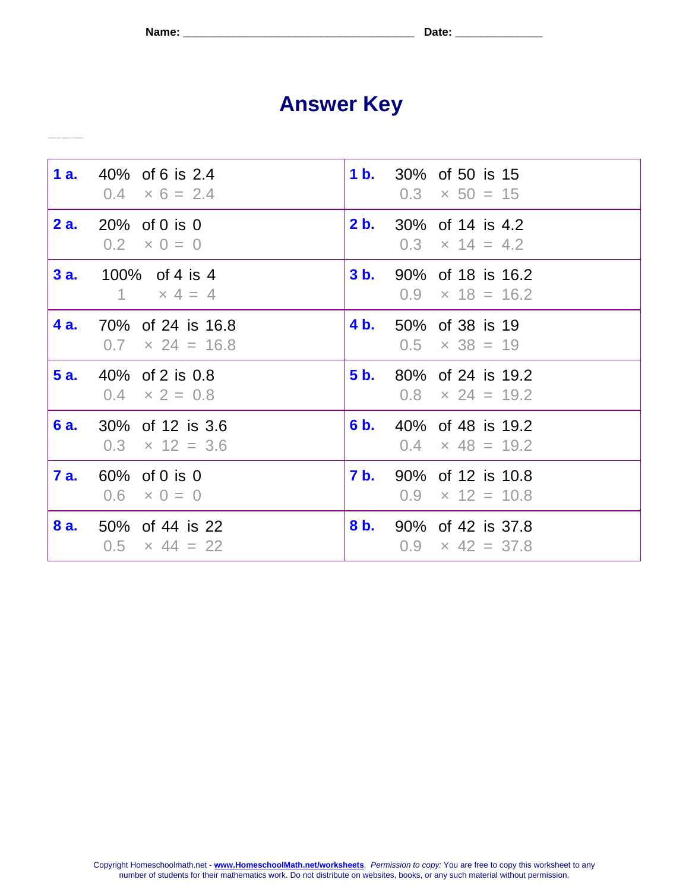Name: ____________________________________ Date: _____________

# Answer Key

| | |
|---|---|
| **1 a.** 40% of 6 is 2.4<br>0.4 × 6 = 2.4 | **1 b.** 30% of 50 is 15<br>0.3 × 50 = 15 |
| **2 a.** 20% of 0 is 0<br>0.2 × 0 = 0 | **2 b.** 30% of 14 is 4.2<br>0.3 × 14 = 4.2 |
| **3 a.** 100% of 4 is 4<br>1 × 4 = 4 | **3 b.** 90% of 18 is 16.2<br>0.9 × 18 = 16.2 |
| **4 a.** 70% of 24 is 16.8<br>0.7 × 24 = 16.8 | **4 b.** 50% of 38 is 19<br>0.5 × 38 = 19 |
| **5 a.** 40% of 2 is 0.8<br>0.4 × 2 = 0.8 | **5 b.** 80% of 24 is 19.2<br>0.8 × 24 = 19.2 |
| **6 a.** 30% of 12 is 3.6<br>0.3 × 12 = 3.6 | **6 b.** 40% of 48 is 19.2<br>0.4 × 48 = 19.2 |
| **7 a.** 60% of 0 is 0<br>0.6 × 0 = 0 | **7 b.** 90% of 12 is 10.8<br>0.9 × 12 = 10.8 |
| **8 a.** 50% of 44 is 22<br>0.5 × 44 = 22 | **8 b.** 90% of 42 is 37.8<br>0.9 × 42 = 37.8 |

Copyright Homeschoolmath.net - **www.HomeschoolMath.net/worksheets**. *Permission to copy:* You are free to copy this worksheet to any number of students for their mathematics work. Do not distribute on websites, books, or any such material without permission.